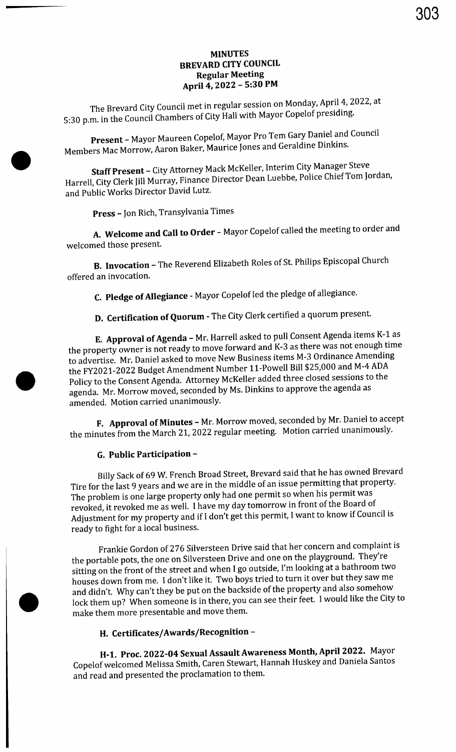# MINUTES
## BREVARD CITY COUNCIL
### Regular Meeting
### April 4, 2022 – 5:30 PM

The Brevard City Council met in regular session on Monday, April 4, 2022, at 5:30 p.m. in the Council Chambers of City Hall with Mayor Copelof presiding.

**Present** – Mayor Maureen Copelof, Mayor Pro Tem Gary Daniel and Council Members Mac Morrow, Aaron Baker, Maurice Jones and Geraldine Dinkins.

**Staff Present** – City Attorney Mack McKeller, Interim City Manager Steve Harrell, City Clerk Jill Murray, Finance Director Dean Luebbe, Police Chief Tom Jordan, and Public Works Director David Lutz.

**Press** – Jon Rich, Transylvania Times

**A. Welcome and Call to Order** – Mayor Copelof called the meeting to order and welcomed those present.

**B. Invocation** – The Reverend Elizabeth Roles of St. Philips Episcopal Church offered an invocation.

**C. Pledge of Allegiance** - Mayor Copelof led the pledge of allegiance.

**D. Certification of Quorum** - The City Clerk certified a quorum present.

**E. Approval of Agenda** – Mr. Harrell asked to pull Consent Agenda items K-1 as the property owner is not ready to move forward and K-3 as there was not enough time to advertise. Mr. Daniel asked to move New Business items M-3 Ordinance Amending the FY2021-2022 Budget Amendment Number 11-Powell Bill $25,000 and M-4 ADA Policy to the Consent Agenda. Attorney McKeller added three closed sessions to the agenda. Mr. Morrow moved, seconded by Ms. Dinkins to approve the agenda as amended. Motion carried unanimously.

**F. Approval of Minutes** – Mr. Morrow moved, seconded by Mr. Daniel to accept the minutes from the March 21, 2022 regular meeting. Motion carried unanimously.

**G. Public Participation** –

Billy Sack of 69 W. French Broad Street, Brevard said that he has owned Brevard Tire for the last 9 years and we are in the middle of an issue permitting that property. The problem is one large property only had one permit so when his permit was revoked, it revoked me as well. I have my day tomorrow in front of the Board of Adjustment for my property and if I don't get this permit, I want to know if Council is ready to fight for a local business.

Frankie Gordon of 276 Silversteen Drive said that her concern and complaint is the portable pots, the one on Silversteen Drive and one on the playground. They're sitting on the front of the street and when I go outside, I'm looking at a bathroom two houses down from me. I don't like it. Two boys tried to turn it over but they saw me and didn't. Why can't they be put on the backside of the property and also somehow lock them up? When someone is in there, you can see their feet. I would like the City to make them more presentable and move them.

**H. Certificates/Awards/Recognition** –

**H-1. Proc. 2022-04 Sexual Assault Awareness Month, April 2022.** Mayor Copelof welcomed Melissa Smith, Caren Stewart, Hannah Huskey and Daniela Santos and read and presented the proclamation to them.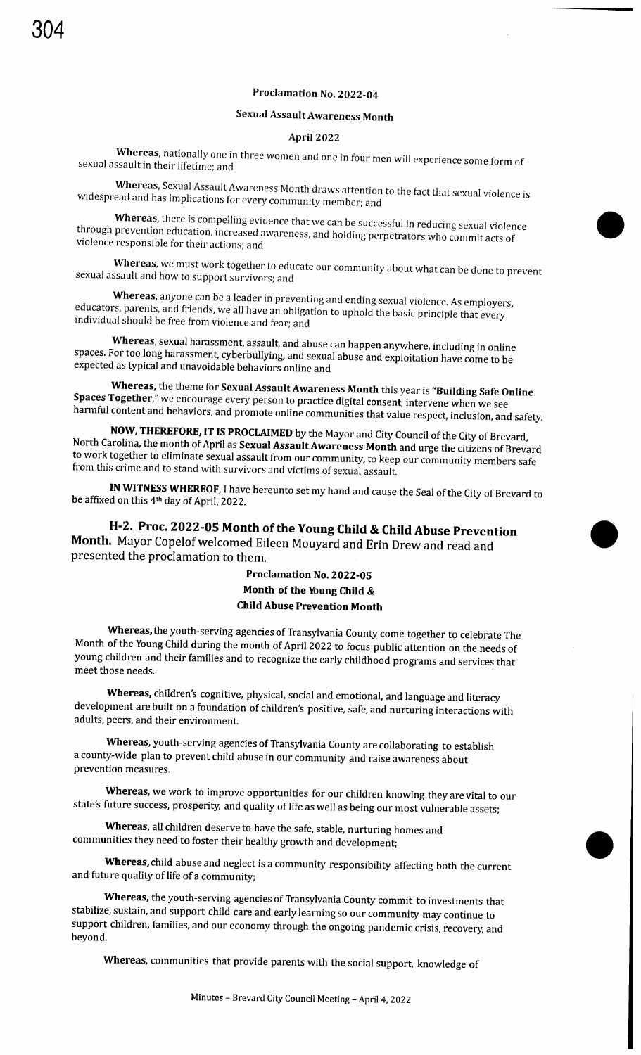**Proclamation No. 2022-04**

**Sexual Assault Awareness Month**

**April 2022**

**Whereas**, nationally one in three women and one in four men will experience some form of sexual assault in their lifetime; and

**Whereas**, Sexual Assault Awareness Month draws attention to the fact that sexual violence is widespread and has implications for every community member; and

**Whereas**, there is compelling evidence that we can be successful in reducing sexual violence through prevention education, increased awareness, and holding perpetrators who commit acts of violence responsible for their actions; and

**Whereas**, we must work together to educate our community about what can be done to prevent sexual assault and how to support survivors; and

**Whereas**, anyone can be a leader in preventing and ending sexual violence. As employers, educators, parents, and friends, we all have an obligation to uphold the basic principle that every individual should be free from violence and fear; and

**Whereas**, sexual harassment, assault, and abuse can happen anywhere, including in online spaces. For too long harassment, cyberbullying, and sexual abuse and exploitation have come to be expected as typical and unavoidable behaviors online and

**Whereas**, the theme for **Sexual Assault Awareness Month** this year is **"Building Safe Online Spaces Together,"** we encourage every person to practice digital consent, intervene when we see harmful content and behaviors, and promote online communities that value respect, inclusion, and safety.

**NOW, THEREFORE, IT IS PROCLAIMED** by the Mayor and City Council of the City of Brevard, North Carolina, the month of April as **Sexual Assault Awareness Month** and urge the citizens of Brevard to work together to eliminate sexual assault from our community, to keep our community members safe from this crime and to stand with survivors and victims of sexual assault.

**IN WITNESS WHEREOF**, I have hereunto set my hand and cause the Seal of the City of Brevard to be affixed on this 4th day of April, 2022.

## H-2. Proc. 2022-05 Month of the Young Child & Child Abuse Prevention Month.

Mayor Copelof welcomed Eileen Mouyard and Erin Drew and read and presented the proclamation to them.

**Proclamation No. 2022-05**
**Month of the Young Child &**
**Child Abuse Prevention Month**

**Whereas,** the youth-serving agencies of Transylvania County come together to celebrate The Month of the Young Child during the month of April 2022 to focus public attention on the needs of young children and their families and to recognize the early childhood programs and services that meet those needs.

**Whereas,** children's cognitive, physical, social and emotional, and language and literacy development are built on a foundation of children's positive, safe, and nurturing interactions with adults, peers, and their environment.

**Whereas,** youth-serving agencies of Transylvania County are collaborating to establish a county-wide plan to prevent child abuse in our community and raise awareness about prevention measures.

**Whereas,** we work to improve opportunities for our children knowing they are vital to our state's future success, prosperity, and quality of life as well as being our most vulnerable assets;

**Whereas,** all children deserve to have the safe, stable, nurturing homes and communities they need to foster their healthy growth and development;

**Whereas,** child abuse and neglect is a community responsibility affecting both the current and future quality of life of a community;

**Whereas,** the youth-serving agencies of Transylvania County commit to investments that stabilize, sustain, and support child care and early learning so our community may continue to support children, families, and our economy through the ongoing pandemic crisis, recovery, and beyond.

**Whereas,** communities that provide parents with the social support, knowledge of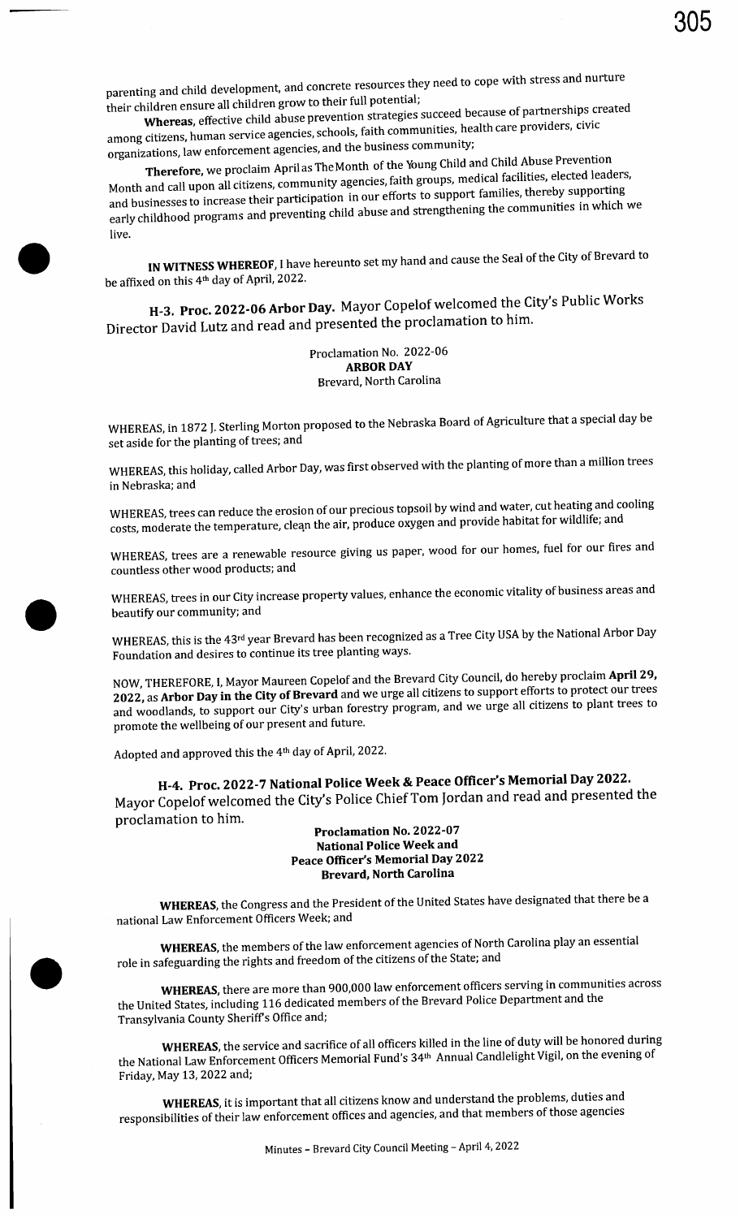parenting and child development, and concrete resources they need to cope with stress and nurture their children ensure all children grow to their full potential;

**Whereas**, effective child abuse prevention strategies succeed because of partnerships created among citizens, human service agencies, schools, faith communities, health care providers, civic organizations, law enforcement agencies, and the business community;

**Therefore**, we proclaim April as The Month of the Young Child and Child Abuse Prevention Month and call upon all citizens, community agencies, faith groups, medical facilities, elected leaders, and businesses to increase their participation in our efforts to support families, thereby supporting early childhood programs and preventing child abuse and strengthening the communities in which we live.

**IN WITNESS WHEREOF**, I have hereunto set my hand and cause the Seal of the City of Brevard to be affixed on this 4th day of April, 2022.

**H-3. Proc. 2022-06 Arbor Day.** Mayor Copelof welcomed the City's Public Works Director David Lutz and read and presented the proclamation to him.

Proclamation No. 2022-06
**ARBOR DAY**
Brevard, North Carolina

WHEREAS, in 1872 J. Sterling Morton proposed to the Nebraska Board of Agriculture that a special day be set aside for the planting of trees; and

WHEREAS, this holiday, called Arbor Day, was first observed with the planting of more than a million trees in Nebraska; and

WHEREAS, trees can reduce the erosion of our precious topsoil by wind and water, cut heating and cooling costs, moderate the temperature, clean the air, produce oxygen and provide habitat for wildlife; and

WHEREAS, trees are a renewable resource giving us paper, wood for our homes, fuel for our fires and countless other wood products; and

WHEREAS, trees in our City increase property values, enhance the economic vitality of business areas and beautify our community; and

WHEREAS, this is the 43rd year Brevard has been recognized as a Tree City USA by the National Arbor Day Foundation and desires to continue its tree planting ways.

NOW, THEREFORE, I, Mayor Maureen Copelof and the Brevard City Council, do hereby proclaim **April 29, 2022**, as **Arbor Day in the City of Brevard** and we urge all citizens to support efforts to protect our trees and woodlands, to support our City's urban forestry program, and we urge all citizens to plant trees to promote the wellbeing of our present and future.

Adopted and approved this the 4th day of April, 2022.

**H-4. Proc. 2022-7 National Police Week & Peace Officer's Memorial Day 2022.** Mayor Copelof welcomed the City's Police Chief Tom Jordan and read and presented the proclamation to him.

**Proclamation No. 2022-07**
**National Police Week and**
**Peace Officer's Memorial Day 2022**
**Brevard, North Carolina**

**WHEREAS**, the Congress and the President of the United States have designated that there be a national Law Enforcement Officers Week; and

**WHEREAS**, the members of the law enforcement agencies of North Carolina play an essential role in safeguarding the rights and freedom of the citizens of the State; and

**WHEREAS**, there are more than 900,000 law enforcement officers serving in communities across the United States, including 116 dedicated members of the Brevard Police Department and the Transylvania County Sheriff's Office and;

**WHEREAS**, the service and sacrifice of all officers killed in the line of duty will be honored during the National Law Enforcement Officers Memorial Fund's 34th Annual Candlelight Vigil, on the evening of Friday, May 13, 2022 and;

**WHEREAS**, it is important that all citizens know and understand the problems, duties and responsibilities of their law enforcement offices and agencies, and that members of those agencies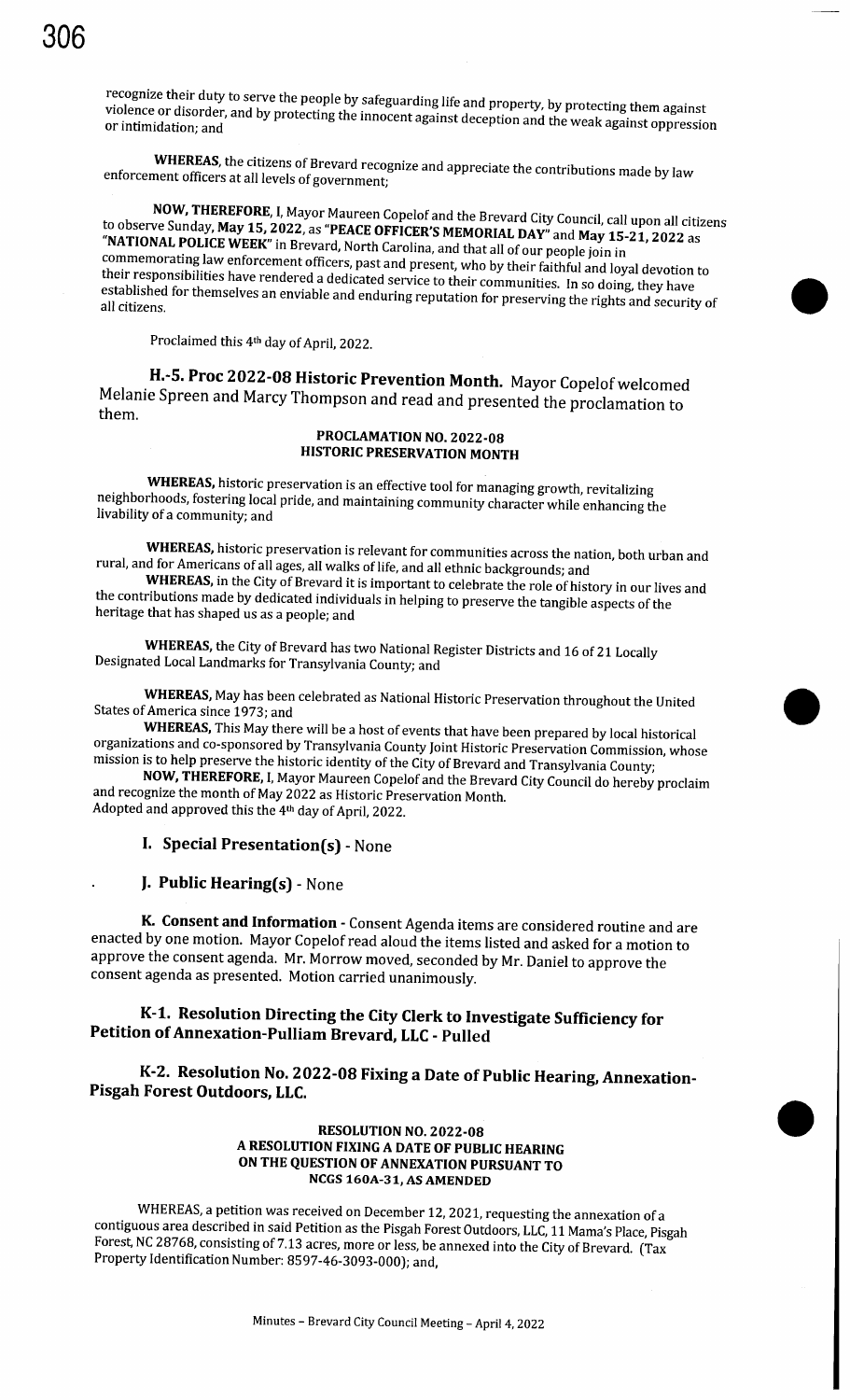recognize their duty to serve the people by safeguarding life and property, by protecting them against violence or disorder, and by protecting the innocent against deception and the weak against oppression or intimidation; and

**WHEREAS**, the citizens of Brevard recognize and appreciate the contributions made by law enforcement officers at all levels of government;

**NOW, THEREFORE**, I, Mayor Maureen Copelof and the Brevard City Council, call upon all citizens to observe Sunday, **May 15, 2022**, as **"PEACE OFFICER'S MEMORIAL DAY"** and **May 15-21, 2022** as **"NATIONAL POLICE WEEK"** in Brevard, North Carolina, and that all of our people join in commemorating law enforcement officers, past and present, who by their faithful and loyal devotion to their responsibilities have rendered a dedicated service to their communities. In so doing, they have established for themselves an enviable and enduring reputation for preserving the rights and security of all citizens.

Proclaimed this 4th day of April, 2022.

### H.-5. Proc 2022-08 Historic Prevention Month.

Mayor Copelof welcomed Melanie Spreen and Marcy Thompson and read and presented the proclamation to them.

**PROCLAMATION NO. 2022-08**
**HISTORIC PRESERVATION MONTH**

**WHEREAS**, historic preservation is an effective tool for managing growth, revitalizing neighborhoods, fostering local pride, and maintaining community character while enhancing the livability of a community; and

**WHEREAS**, historic preservation is relevant for communities across the nation, both urban and rural, and for Americans of all ages, all walks of life, and all ethnic backgrounds; and

**WHEREAS**, in the City of Brevard it is important to celebrate the role of history in our lives and the contributions made by dedicated individuals in helping to preserve the tangible aspects of the heritage that has shaped us as a people; and

**WHEREAS**, the City of Brevard has two National Register Districts and 16 of 21 Locally Designated Local Landmarks for Transylvania County; and

**WHEREAS**, May has been celebrated as National Historic Preservation throughout the United States of America since 1973; and

**WHEREAS**, This May there will be a host of events that have been prepared by local historical organizations and co-sponsored by Transylvania County Joint Historic Preservation Commission, whose mission is to help preserve the historic identity of the City of Brevard and Transylvania County;

**NOW, THEREFORE**, I, Mayor Maureen Copelof and the Brevard City Council do hereby proclaim and recognize the month of May 2022 as Historic Preservation Month.
Adopted and approved this the 4th day of April, 2022.

## I. Special Presentation(s) - None

## J. Public Hearing(s) - None

## K. Consent and Information

Consent Agenda items are considered routine and are enacted by one motion. Mayor Copelof read aloud the items listed and asked for a motion to approve the consent agenda. Mr. Morrow moved, seconded by Mr. Daniel to approve the consent agenda as presented. Motion carried unanimously.

### K-1. Resolution Directing the City Clerk to Investigate Sufficiency for Petition of Annexation-Pulliam Brevard, LLC - Pulled

### K-2. Resolution No. 2022-08 Fixing a Date of Public Hearing, Annexation-Pisgah Forest Outdoors, LLC.

**RESOLUTION NO. 2022-08**
**A RESOLUTION FIXING A DATE OF PUBLIC HEARING ON THE QUESTION OF ANNEXATION PURSUANT TO NCGS 160A-31, AS AMENDED**

WHEREAS, a petition was received on December 12, 2021, requesting the annexation of a contiguous area described in said Petition as the Pisgah Forest Outdoors, LLC, 11 Mama's Place, Pisgah Forest, NC 28768, consisting of 7.13 acres, more or less, be annexed into the City of Brevard. (Tax Property Identification Number: 8597-46-3093-000); and,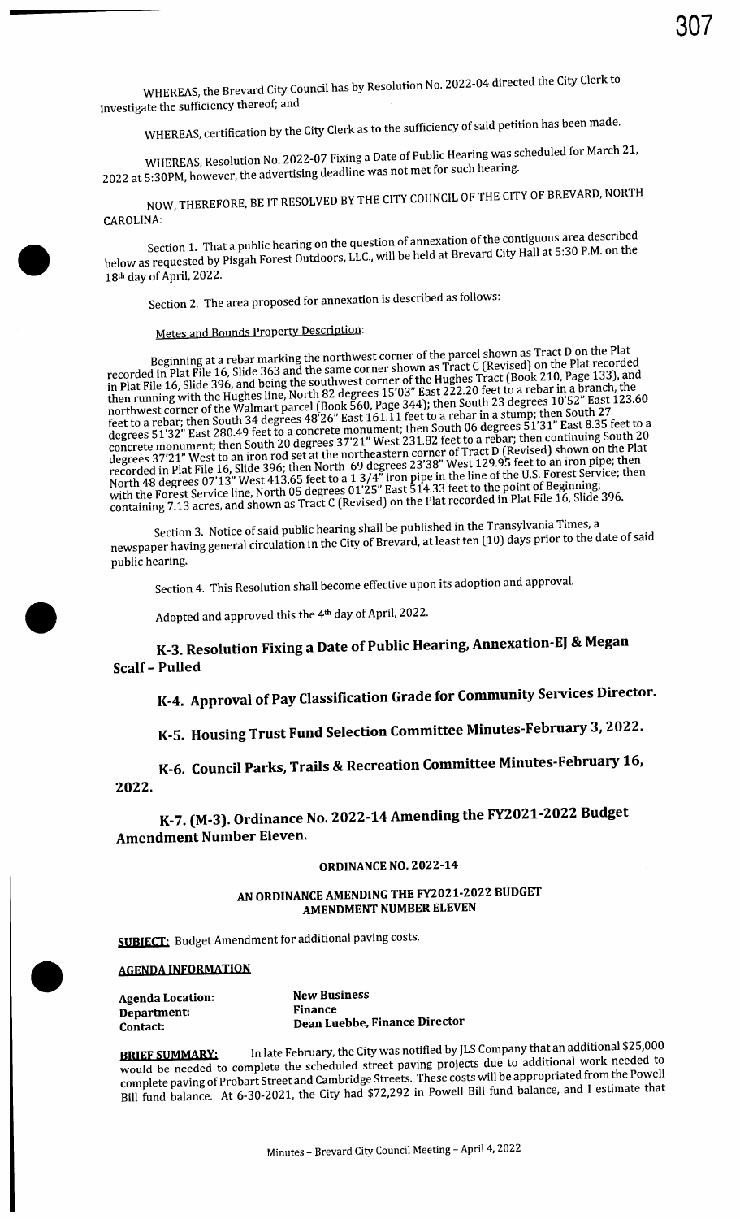WHEREAS, the Brevard City Council has by Resolution No. 2022-04 directed the City Clerk to investigate the sufficiency thereof; and

WHEREAS, certification by the City Clerk as to the sufficiency of said petition has been made.

WHEREAS, Resolution No. 2022-07 Fixing a Date of Public Hearing was scheduled for March 21, 2022 at 5:30PM, however, the advertising deadline was not met for such hearing.

NOW, THEREFORE, BE IT RESOLVED BY THE CITY COUNCIL OF THE CITY OF BREVARD, NORTH CAROLINA:

Section 1. That a public hearing on the question of annexation of the contiguous area described below as requested by Pisgah Forest Outdoors, LLC., will be held at Brevard City Hall at 5:30 P.M. on the 18th day of April, 2022.

Section 2. The area proposed for annexation is described as follows:

Metes and Bounds Property Description:

Beginning at a rebar marking the northwest corner of the parcel shown as Tract D on the Plat recorded in Plat File 16, Slide 363 and the same corner shown as Tract C (Revised) on the Plat recorded in Plat File 16, Slide 396, and being the southwest corner of the Hughes Tract (Book 210, Page 133), and then running with the Hughes line, North 82 degrees 15'03" East 222.20 feet to a rebar in a branch, the northwest corner of the Walmart parcel (Book 560, Page 344); then South 23 degrees 10'52" East 123.60 feet to a rebar; then South 34 degrees 48'26" East 161.11 feet to a rebar in a stump; then South 27 degrees 51'32" East 280.49 feet to a concrete monument; then South 06 degrees 51'31" East 8.35 feet to a concrete monument; then South 20 degrees 37'21" West 231.82 feet to a rebar; then continuing South 20 degrees 37'21" West to an iron rod set at the northeastern corner of Tract D (Revised) shown on the Plat recorded in Plat File 16, Slide 396; then North 69 degrees 23'38" West 129.95 feet to an iron pipe; then North 48 degrees 07'13" West 413.65 feet to a 1 3/4" iron pipe in the line of the U.S. Forest Service; then with the Forest Service line, North 05 degrees 01'25" East 514.33 feet to the point of Beginning; containing 7.13 acres, and shown as Tract C (Revised) on the Plat recorded in Plat File 16, Slide 396.

Section 3. Notice of said public hearing shall be published in the Transylvania Times, a newspaper having general circulation in the City of Brevard, at least ten (10) days prior to the date of said public hearing.

Section 4. This Resolution shall become effective upon its adoption and approval.

Adopted and approved this the 4th day of April, 2022.

## K-3. Resolution Fixing a Date of Public Hearing, Annexation-EJ & Megan Scalf – Pulled

## K-4. Approval of Pay Classification Grade for Community Services Director.

## K-5. Housing Trust Fund Selection Committee Minutes-February 3, 2022.

## K-6. Council Parks, Trails & Recreation Committee Minutes-February 16, 2022.

## K-7. (M-3). Ordinance No. 2022-14 Amending the FY2021-2022 Budget Amendment Number Eleven.

**ORDINANCE NO. 2022-14**

**AN ORDINANCE AMENDING THE FY2021-2022 BUDGET AMENDMENT NUMBER ELEVEN**

**SUBJECT:** Budget Amendment for additional paving costs.

**AGENDA INFORMATION**

| | |
|---|---|
| **Agenda Location:** | **New Business** |
| **Department:** | **Finance** |
| **Contact:** | **Dean Luebbe, Finance Director** |

**BRIEF SUMMARY:** In late February, the City was notified by JLS Company that an additional $25,000 would be needed to complete the scheduled street paving projects due to additional work needed to complete paving of Probart Street and Cambridge Streets. These costs will be appropriated from the Powell Bill fund balance. At 6-30-2021, the City had $72,292 in Powell Bill fund balance, and I estimate that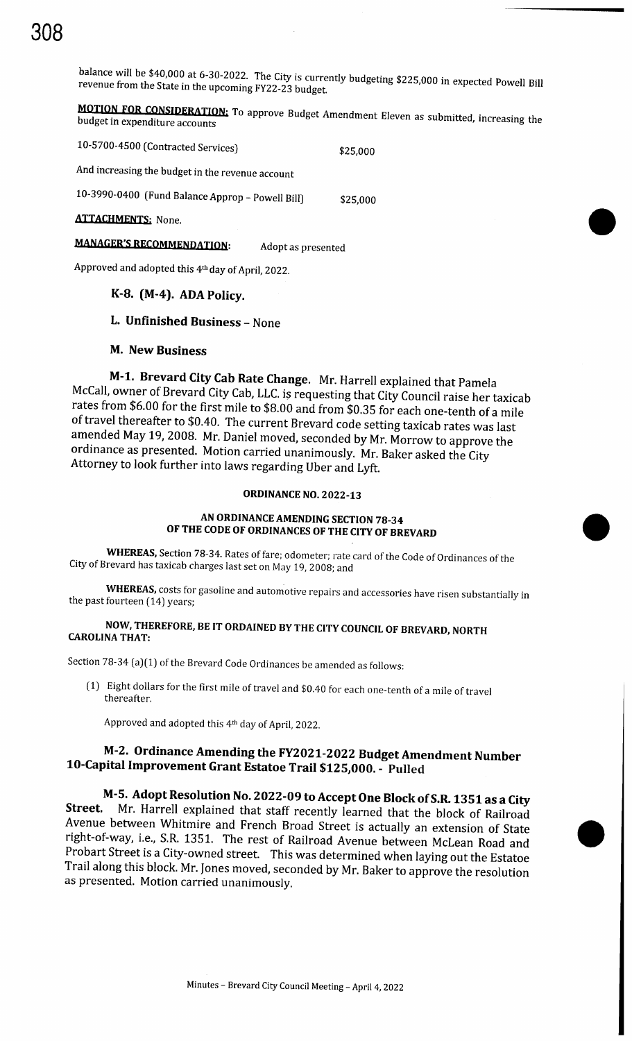balance will be $40,000 at 6-30-2022. The City is currently budgeting $225,000 in expected Powell Bill revenue from the State in the upcoming FY22-23 budget.

**MOTION FOR CONSIDERATION:** To approve Budget Amendment Eleven as submitted, increasing the budget in expenditure accounts

10-5700-4500 (Contracted Services) $25,000

And increasing the budget in the revenue account

10-3990-0400 (Fund Balance Approp – Powell Bill) $25,000

**ATTACHMENTS:** None.

**MANAGER'S RECOMMENDATION:** Adopt as presented

Approved and adopted this 4th day of April, 2022.

### K-8. (M-4). ADA Policy.

### L. Unfinished Business – None

### M. New Business

**M-1. Brevard City Cab Rate Change.** Mr. Harrell explained that Pamela McCall, owner of Brevard City Cab, LLC. is requesting that City Council raise her taxicab rates from $6.00 for the first mile to $8.00 and from $0.35 for each one-tenth of a mile of travel thereafter to $0.40. The current Brevard code setting taxicab rates was last amended May 19, 2008. Mr. Daniel moved, seconded by Mr. Morrow to approve the ordinance as presented. Motion carried unanimously. Mr. Baker asked the City Attorney to look further into laws regarding Uber and Lyft.

**ORDINANCE NO. 2022-13**

**AN ORDINANCE AMENDING SECTION 78-34 OF THE CODE OF ORDINANCES OF THE CITY OF BREVARD**

**WHEREAS,** Section 78-34. Rates of fare; odometer; rate card of the Code of Ordinances of the City of Brevard has taxicab charges last set on May 19, 2008; and

**WHEREAS,** costs for gasoline and automotive repairs and accessories have risen substantially in the past fourteen (14) years;

**NOW, THEREFORE, BE IT ORDAINED BY THE CITY COUNCIL OF BREVARD, NORTH CAROLINA THAT:**

Section 78-34 (a)(1) of the Brevard Code Ordinances be amended as follows:

(1) Eight dollars for the first mile of travel and $0.40 for each one-tenth of a mile of travel thereafter.

Approved and adopted this 4th day of April, 2022.

### M-2. Ordinance Amending the FY2021-2022 Budget Amendment Number 10-Capital Improvement Grant Estatoe Trail $125,000. - Pulled

**M-5. Adopt Resolution No. 2022-09 to Accept One Block of S.R. 1351 as a City Street.** Mr. Harrell explained that staff recently learned that the block of Railroad Avenue between Whitmire and French Broad Street is actually an extension of State right-of-way, i.e., S.R. 1351. The rest of Railroad Avenue between McLean Road and Probart Street is a City-owned street. This was determined when laying out the Estatoe Trail along this block. Mr. Jones moved, seconded by Mr. Baker to approve the resolution as presented. Motion carried unanimously.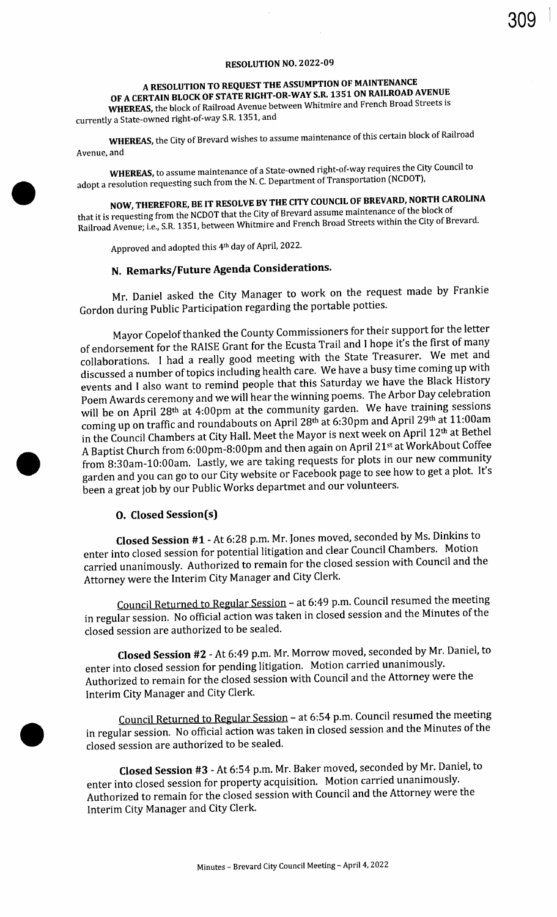**RESOLUTION NO. 2022-09**

**A RESOLUTION TO REQUEST THE ASSUMPTION OF MAINTENANCE OF A CERTAIN BLOCK OF STATE RIGHT-OR-WAY S.R. 1351 ON RAILROAD AVENUE**

**WHEREAS,** the block of Railroad Avenue between Whitmire and French Broad Streets is currently a State-owned right-of-way S.R. 1351, and

**WHEREAS,** the City of Brevard wishes to assume maintenance of this certain block of Railroad Avenue, and

**WHEREAS,** to assume maintenance of a State-owned right-of-way requires the City Council to adopt a resolution requesting such from the N. C. Department of Transportation (NCDOT),

**NOW, THEREFORE, BE IT RESOLVE BY THE CITY COUNCIL OF BREVARD, NORTH CAROLINA** that it is requesting from the NCDOT that the City of Brevard assume maintenance of the block of Railroad Avenue; i.e., S.R. 1351, between Whitmire and French Broad Streets within the City of Brevard.

Approved and adopted this 4th day of April, 2022.

## N. Remarks/Future Agenda Considerations.

Mr. Daniel asked the City Manager to work on the request made by Frankie Gordon during Public Participation regarding the portable potties.

Mayor Copelof thanked the County Commissioners for their support for the letter of endorsement for the RAISE Grant for the Ecusta Trail and I hope it's the first of many collaborations. I had a really good meeting with the State Treasurer. We met and discussed a number of topics including health care. We have a busy time coming up with events and I also want to remind people that this Saturday we have the Black History Poem Awards ceremony and we will hear the winning poems. The Arbor Day celebration will be on April 28th at 4:00pm at the community garden. We have training sessions coming up on traffic and roundabouts on April 28th at 6:30pm and April 29th at 11:00am in the Council Chambers at City Hall. Meet the Mayor is next week on April 12th at Bethel A Baptist Church from 6:00pm-8:00pm and then again on April 21st at WorkAbout Coffee from 8:30am-10:00am. Lastly, we are taking requests for plots in our new community garden and you can go to our City website or Facebook page to see how to get a plot. It's been a great job by our Public Works departmet and our volunteers.

## O. Closed Session(s)

**Closed Session #1** - At 6:28 p.m. Mr. Jones moved, seconded by Ms. Dinkins to enter into closed session for potential litigation and clear Council Chambers. Motion carried unanimously. Authorized to remain for the closed session with Council and the Attorney were the Interim City Manager and City Clerk.

Council Returned to Regular Session – at 6:49 p.m. Council resumed the meeting in regular session. No official action was taken in closed session and the Minutes of the closed session are authorized to be sealed.

**Closed Session #2** - At 6:49 p.m. Mr. Morrow moved, seconded by Mr. Daniel, to enter into closed session for pending litigation. Motion carried unanimously. Authorized to remain for the closed session with Council and the Attorney were the Interim City Manager and City Clerk.

Council Returned to Regular Session – at 6:54 p.m. Council resumed the meeting in regular session. No official action was taken in closed session and the Minutes of the closed session are authorized to be sealed.

**Closed Session #3** - At 6:54 p.m. Mr. Baker moved, seconded by Mr. Daniel, to enter into closed session for property acquisition. Motion carried unanimously. Authorized to remain for the closed session with Council and the Attorney were the Interim City Manager and City Clerk.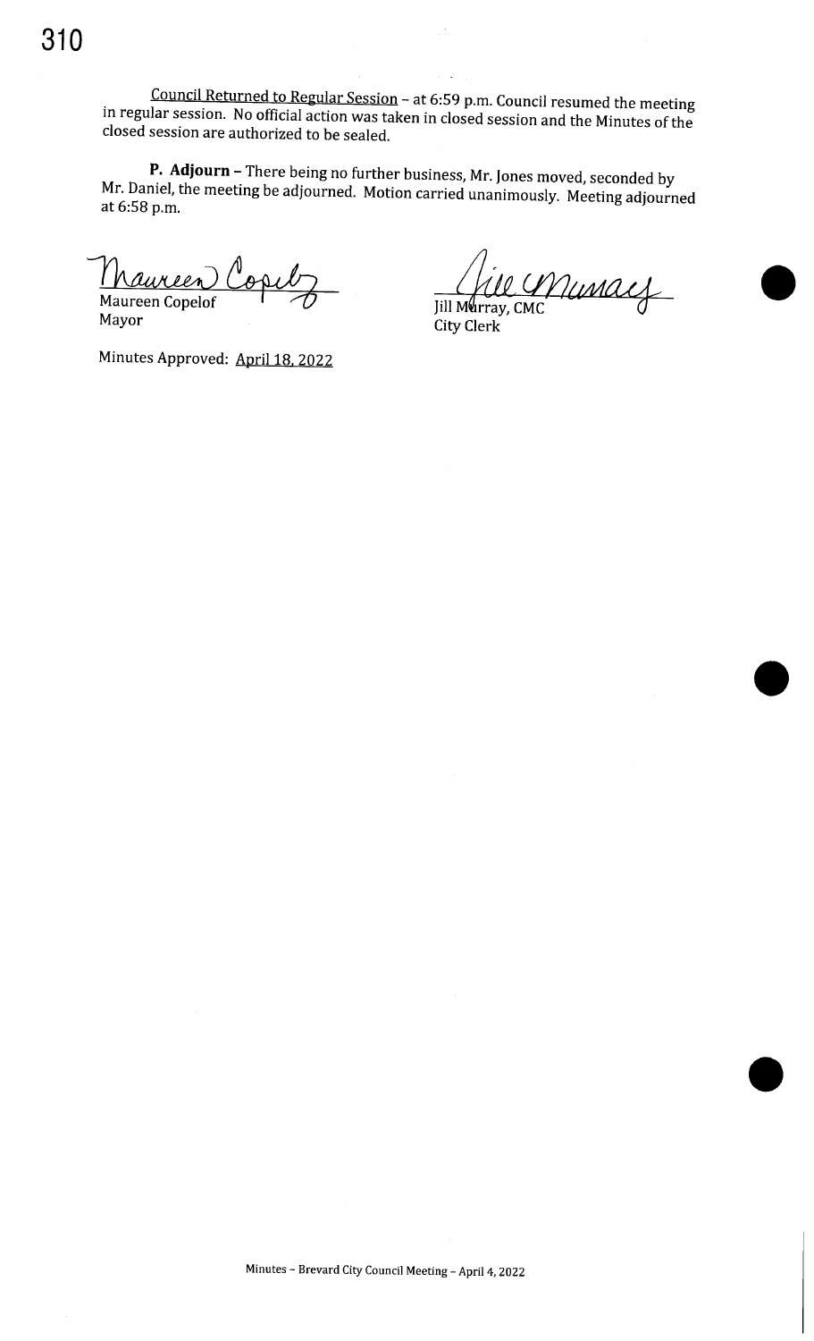<u>Council Returned to Regular Session</u> – at 6:59 p.m. Council resumed the meeting in regular session. No official action was taken in closed session and the Minutes of the closed session are authorized to be sealed.

**P. Adjourn** – There being no further business, Mr. Jones moved, seconded by Mr. Daniel, the meeting be adjourned. Motion carried unanimously. Meeting adjourned at 6:58 p.m.

| | |
|---|---|
| Maureen Copelof | Jill Murray, CMC |
| Mayor | City Clerk |

Minutes Approved: <u>April 18, 2022</u>